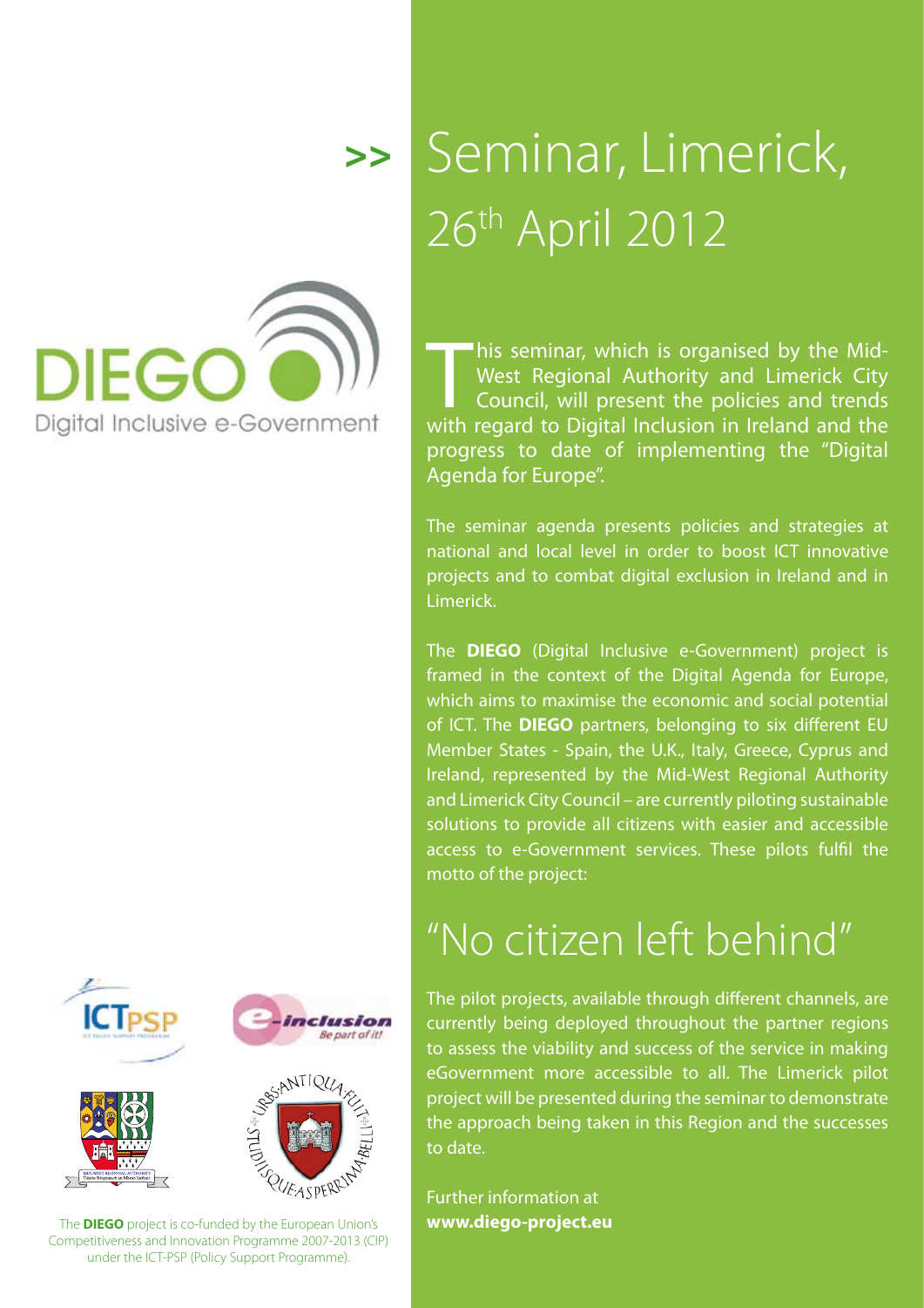# Seminar, Limerick, 26th April 2012

DIEGO

Digital Inclusive e-Government

This seminar, which is organised by the Mid-West Regional Authority and Limerick City Council, will present the policies and trends with regard to Digital Inclusion in Ireland and the progress to date of implementing the "Digital Agenda for Europe".

The seminar agenda presents policies and strategies at national and local level in order to boost ICT innovative projects and to combat digital exclusion in Ireland and in Limerick.

The **DIEGO** (Digital Inclusive e-Government) project is framed in the context of the Digital Agenda for Europe, which aims to maximise the economic and social potential of ICT. The **DIEGO** partners, belonging to six different EU Member States - Spain, the U.K., Italy, Greece, Cyprus and Ireland, represented by the Mid-West Regional Authority and Limerick City Council – are currently piloting sustainable solutions to provide all citizens with easier and accessible access to e-Government services. These pilots fulfil the motto of the project:

## "No citizen left behind"

The pilot projects, available through different channels, are currently being deployed throughout the partner regions to assess the viability and success of the service in making eGovernment more accessible to all. The Limerick pilot project will be presented during the seminar to demonstrate the approach being taken in this Region and the successes to date.

Further information at **www.diego-project.eu**

The **DIEGO** project is co-funded by the European Union's Competitiveness and Innovation Programme 2007-2013 (CIP) under the ICT-PSP (Policy Support Programme).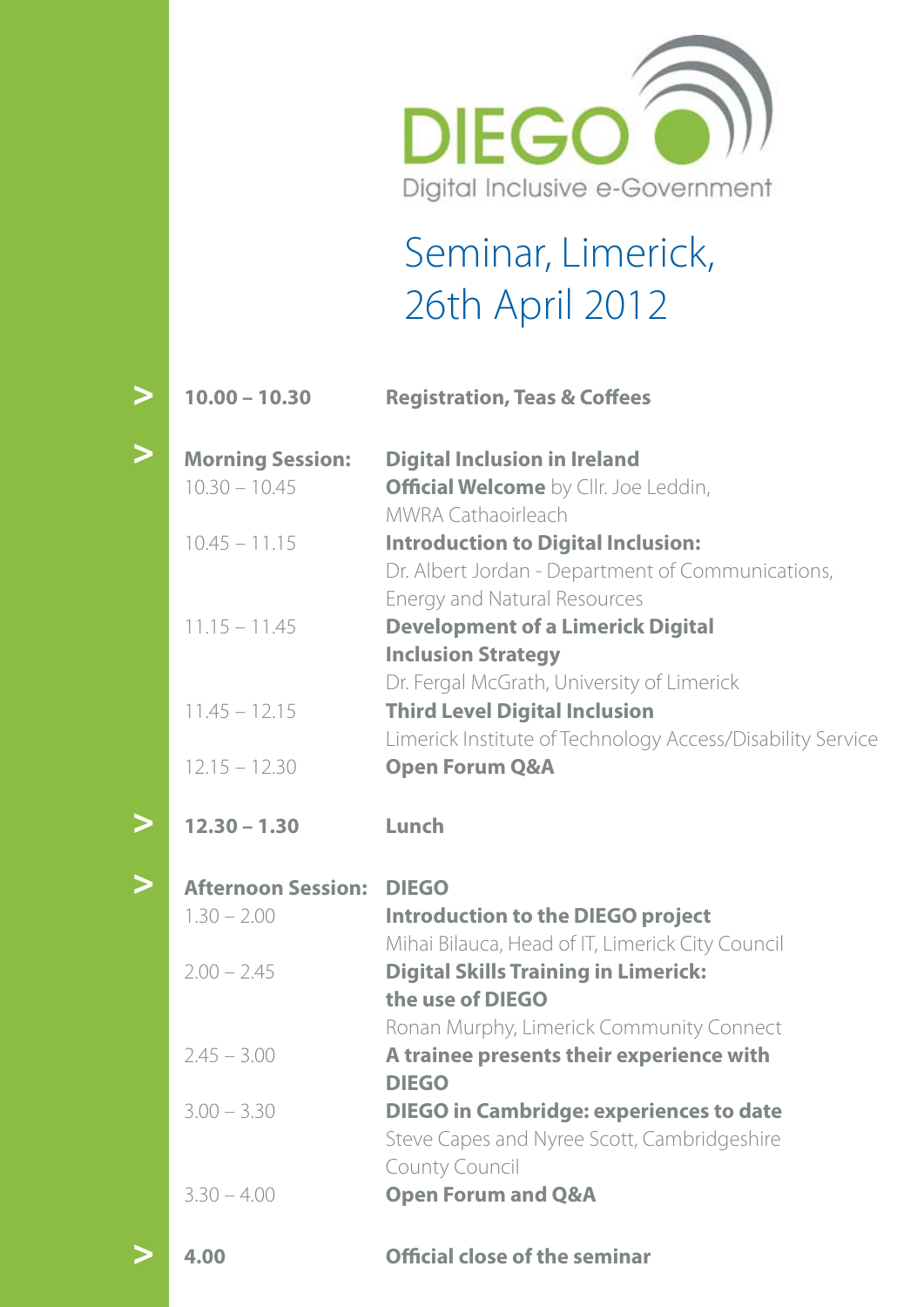# DIEGO

Digital Inclusive e-Government

## Seminar, Limerick, 26th April 2012

| | |
|---|---|
| **10.00 – 10.30** | **Registration, Teas & Coffees** |
| **Morning Session:** | **Digital Inclusion in Ireland** |
| 10.30 – 10.45 | **Official Welcome** by Cllr. Joe Leddin, MWRA Cathaoirleach |
| 10.45 – 11.15 | **Introduction to Digital Inclusion:** Dr. Albert Jordan - Department of Communications, Energy and Natural Resources |
| 11.15 – 11.45 | **Development of a Limerick Digital Inclusion Strategy** Dr. Fergal McGrath, University of Limerick |
| 11.45 – 12.15 | **Third Level Digital Inclusion** Limerick Institute of Technology Access/Disability Service |
| 12.15 – 12.30 | **Open Forum Q&A** |
| **12.30 – 1.30** | **Lunch** |
| **Afternoon Session:** | **DIEGO** |
| 1.30 – 2.00 | **Introduction to the DIEGO project** Mihai Bilauca, Head of IT, Limerick City Council |
| 2.00 – 2.45 | **Digital Skills Training in Limerick: the use of DIEGO** Ronan Murphy, Limerick Community Connect |
| 2.45 – 3.00 | **A trainee presents their experience with DIEGO** |
| 3.00 – 3.30 | **DIEGO in Cambridge: experiences to date** Steve Capes and Nyree Scott, Cambridgeshire County Council |
| 3.30 – 4.00 | **Open Forum and Q&A** |
| **4.00** | **Official close of the seminar** |